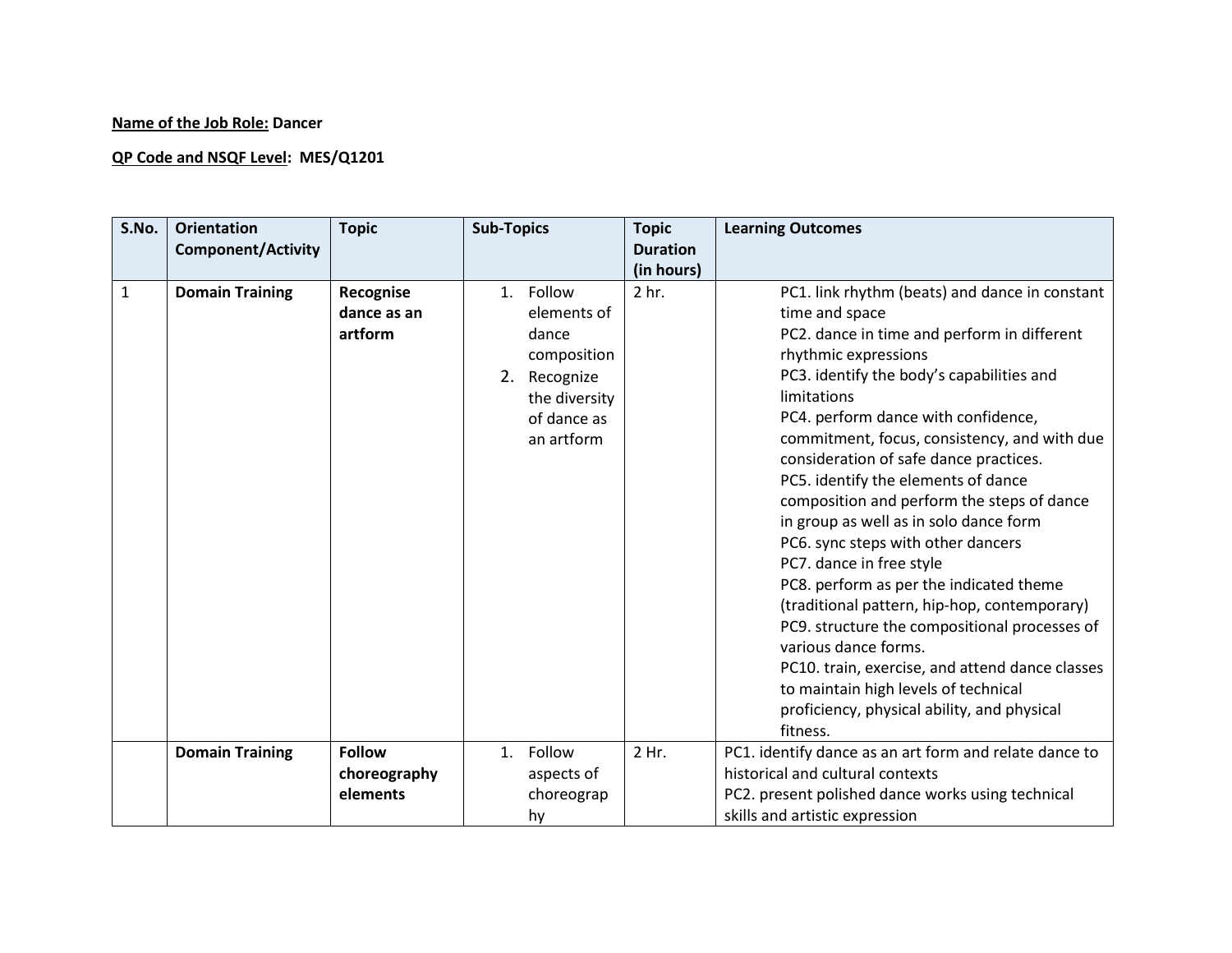**<u>Name of the Job Role:</u> Dancer**

**<u>QP Code and NSQF Level</u>: MES/Q1201**

| S.No. | Orientation Component/Activity | Topic | Sub-Topics | Topic Duration (in hours) | Learning Outcomes |
|---|---|---|---|---|---|
| 1 | **Domain Training** | **Recognise dance as an artform** | 1. Follow elements of dance composition<br>2. Recognize the diversity of dance as an artform | 2 hr. | PC1. link rhythm (beats) and dance in constant time and space<br>PC2. dance in time and perform in different rhythmic expressions<br>PC3. identify the body's capabilities and limitations<br>PC4. perform dance with confidence, commitment, focus, consistency, and with due consideration of safe dance practices.<br>PC5. identify the elements of dance composition and perform the steps of dance in group as well as in solo dance form<br>PC6. sync steps with other dancers<br>PC7. dance in free style<br>PC8. perform as per the indicated theme (traditional pattern, hip-hop, contemporary)<br>PC9. structure the compositional processes of various dance forms.<br>PC10. train, exercise, and attend dance classes to maintain high levels of technical proficiency, physical ability, and physical fitness. |
| | **Domain Training** | **Follow choreography elements** | 1. Follow aspects of choreography | 2 Hr. | PC1. identify dance as an art form and relate dance to historical and cultural contexts<br>PC2. present polished dance works using technical skills and artistic expression |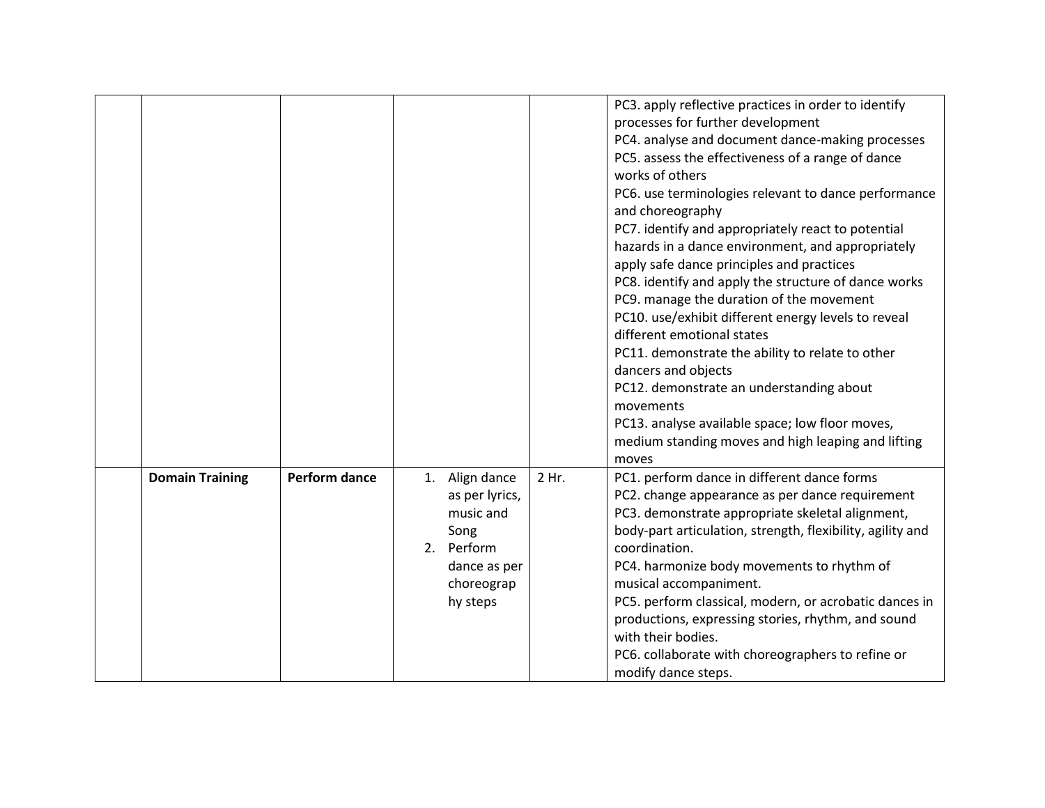| | | | | | |
|---|---|---|---|---|---|
| | | | | | PC3. apply reflective practices in order to identify processes for further development<br>PC4. analyse and document dance-making processes<br>PC5. assess the effectiveness of a range of dance works of others<br>PC6. use terminologies relevant to dance performance and choreography<br>PC7. identify and appropriately react to potential hazards in a dance environment, and appropriately apply safe dance principles and practices<br>PC8. identify and apply the structure of dance works<br>PC9. manage the duration of the movement<br>PC10. use/exhibit different energy levels to reveal different emotional states<br>PC11. demonstrate the ability to relate to other dancers and objects<br>PC12. demonstrate an understanding about movements<br>PC13. analyse available space; low floor moves, medium standing moves and high leaping and lifting moves |
| | **Domain Training** | **Perform dance** | 1. Align dance as per lyrics, music and Song<br>2. Perform dance as per choreography steps | 2 Hr. | PC1. perform dance in different dance forms<br>PC2. change appearance as per dance requirement<br>PC3. demonstrate appropriate skeletal alignment, body-part articulation, strength, flexibility, agility and coordination.<br>PC4. harmonize body movements to rhythm of musical accompaniment.<br>PC5. perform classical, modern, or acrobatic dances in productions, expressing stories, rhythm, and sound with their bodies.<br>PC6. collaborate with choreographers to refine or modify dance steps. |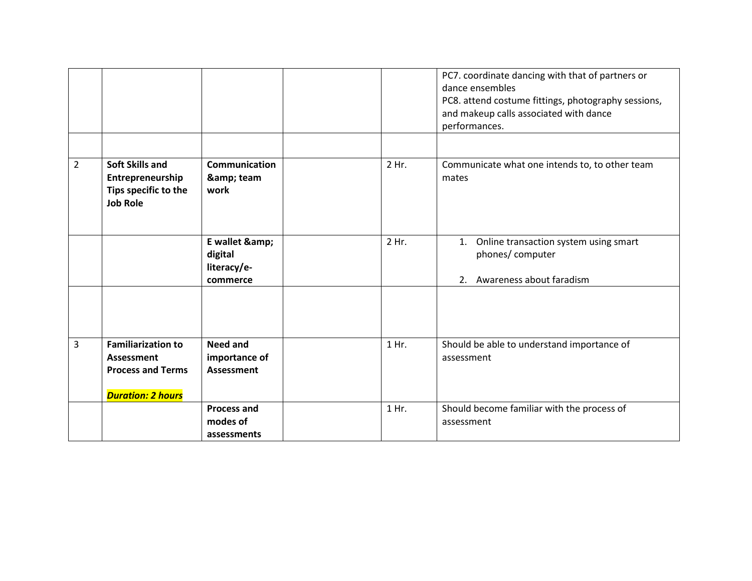| | | | | | |
|---|---|---|---|---|---|
| | | | | | PC7. coordinate dancing with that of partners or dance ensembles<br>PC8. attend costume fittings, photography sessions, and makeup calls associated with dance performances. |
| | | | | | |
| 2 | **Soft Skills and Entrepreneurship Tips specific to the Job Role** | **Communication &amp; team work** | | 2 Hr. | Communicate what one intends to, to other team mates |
| | | **E wallet &amp; digital literacy/e-commerce** | | 2 Hr. | 1. Online transaction system using smart phones/ computer<br>2. Awareness about faradism |
| | | | | | |
| 3 | **Familiarization to Assessment Process and Terms**<br>***Duration: 2 hours*** | **Need and importance of Assessment** | | 1 Hr. | Should be able to understand importance of assessment |
| | | **Process and modes of assessments** | | 1 Hr. | Should become familiar with the process of assessment |